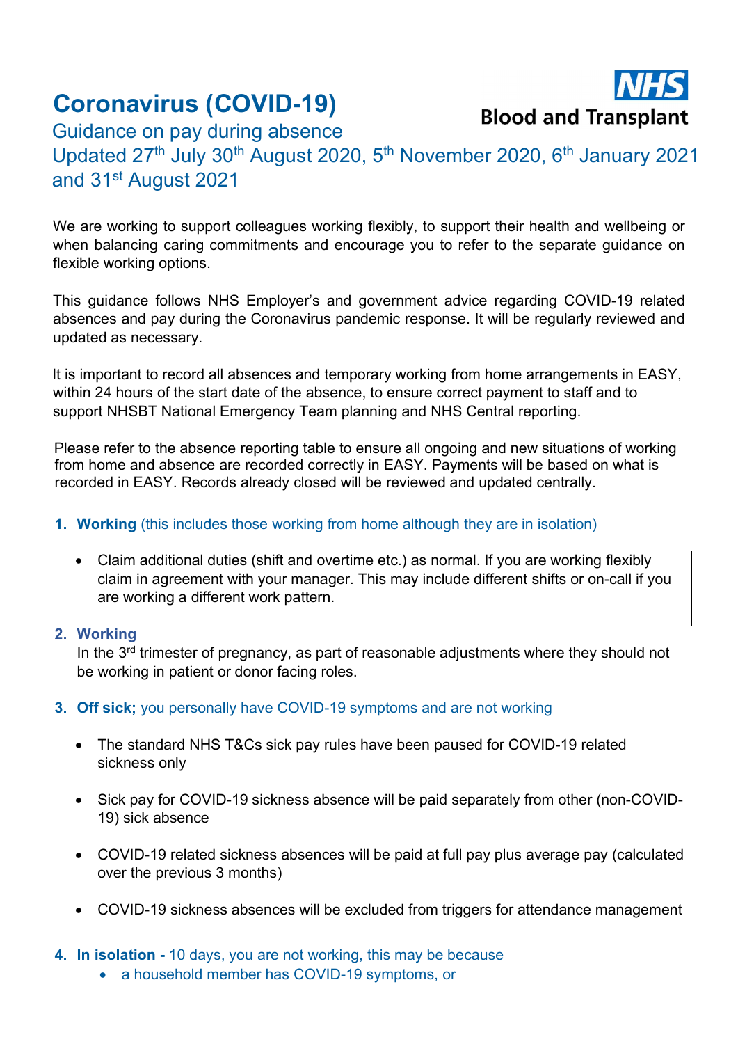# Coronavirus (COVID-19)

NHS Blood and Transplant

## Guidance on pay during absence

## Updated 27th July 30th August 2020, 5th November 2020, 6th January 2021 and 31st August 2021

We are working to support colleagues working flexibly, to support their health and wellbeing or when balancing caring commitments and encourage you to refer to the separate guidance on flexible working options.

This guidance follows NHS Employer's and government advice regarding COVID-19 related absences and pay during the Coronavirus pandemic response. It will be regularly reviewed and updated as necessary.

It is important to record all absences and temporary working from home arrangements in EASY, within 24 hours of the start date of the absence, to ensure correct payment to staff and to support NHSBT National Emergency Team planning and NHS Central reporting.

Please refer to the absence reporting table to ensure all ongoing and new situations of working from home and absence are recorded correctly in EASY. Payments will be based on what is recorded in EASY. Records already closed will be reviewed and updated centrally.

1. **Working** (this includes those working from home although they are in isolation)

    - Claim additional duties (shift and overtime etc.) as normal. If you are working flexibly claim in agreement with your manager. This may include different shifts or on-call if you are working a different work pattern.

2. **Working**
    In the 3rd trimester of pregnancy, as part of reasonable adjustments where they should not be working in patient or donor facing roles.

3. **Off sick;** you personally have COVID-19 symptoms and are not working

    - The standard NHS T&Cs sick pay rules have been paused for COVID-19 related sickness only

    - Sick pay for COVID-19 sickness absence will be paid separately from other (non-COVID-19) sick absence

    - COVID-19 related sickness absences will be paid at full pay plus average pay (calculated over the previous 3 months)

    - COVID-19 sickness absences will be excluded from triggers for attendance management

4. **In isolation -** 10 days, you are not working, this may be because
    - a household member has COVID-19 symptoms, or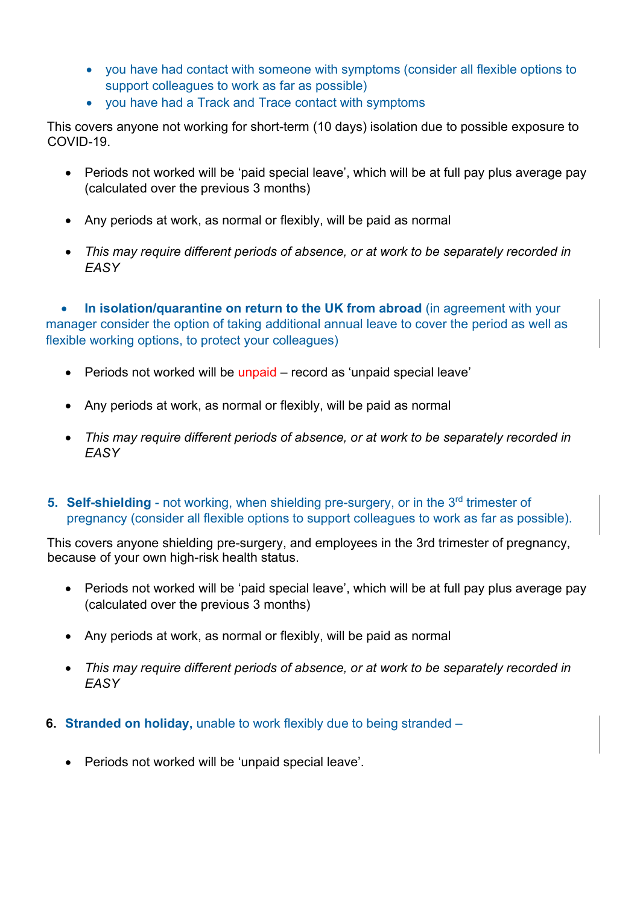- you have had contact with someone with symptoms (consider all flexible options to support colleagues to work as far as possible)
- you have had a Track and Trace contact with symptoms

This covers anyone not working for short-term (10 days) isolation due to possible exposure to COVID-19.

- Periods not worked will be 'paid special leave', which will be at full pay plus average pay (calculated over the previous 3 months)
- Any periods at work, as normal or flexibly, will be paid as normal
- *This may require different periods of absence, or at work to be separately recorded in EASY*

- **In isolation/quarantine on return to the UK from abroad** (in agreement with your manager consider the option of taking additional annual leave to cover the period as well as flexible working options, to protect your colleagues)

  - Periods not worked will be unpaid – record as 'unpaid special leave'
  - Any periods at work, as normal or flexibly, will be paid as normal
  - *This may require different periods of absence, or at work to be separately recorded in EASY*

5. **Self-shielding** - not working, when shielding pre-surgery, or in the 3rd trimester of pregnancy (consider all flexible options to support colleagues to work as far as possible).

This covers anyone shielding pre-surgery, and employees in the 3rd trimester of pregnancy, because of your own high-risk health status.

- Periods not worked will be 'paid special leave', which will be at full pay plus average pay (calculated over the previous 3 months)
- Any periods at work, as normal or flexibly, will be paid as normal
- *This may require different periods of absence, or at work to be separately recorded in EASY*

6. **Stranded on holiday,** unable to work flexibly due to being stranded –

   - Periods not worked will be 'unpaid special leave'.